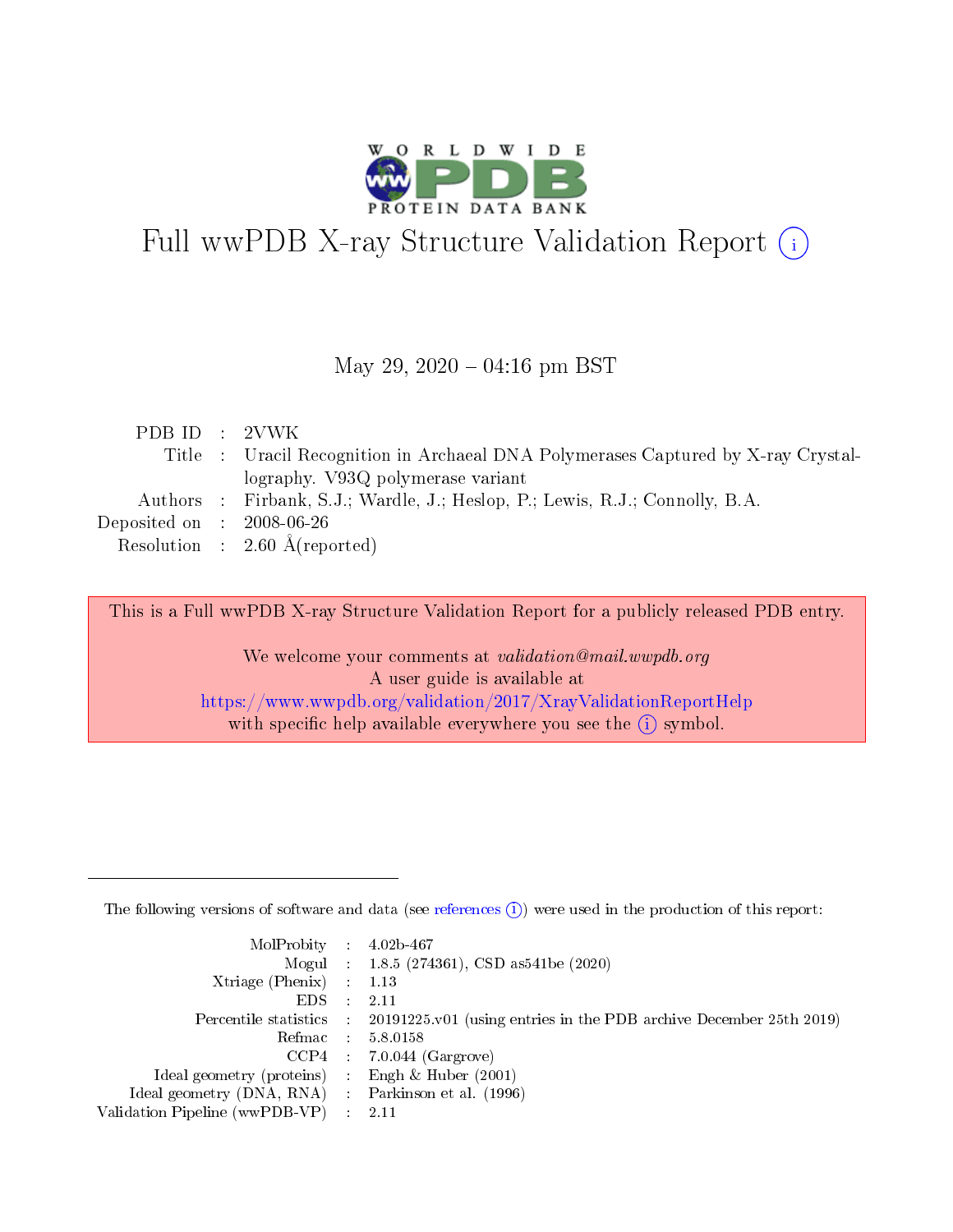# Full wwPDB X-ray Structure Validation Report (i)

May 29, 2020 – 04:16 pm BST

| | | |
|---|---|---|
| PDB ID | : | 2VWK |
| Title | : | Uracil Recognition in Archaeal DNA Polymerases Captured by X-ray Crystallography. V93Q polymerase variant |
| Authors | : | Firbank, S.J.; Wardle, J.; Heslop, P.; Lewis, R.J.; Connolly, B.A. |
| Deposited on | : | 2008-06-26 |
| Resolution | : | 2.60 Å(reported) |

This is a Full wwPDB X-ray Structure Validation Report for a publicly released PDB entry.

We welcome your comments at *validation@mail.wwpdb.org*
A user guide is available at
https://www.wwpdb.org/validation/2017/XrayValidationReportHelp
with specific help available everywhere you see the (i) symbol.

---

The following versions of software and data (see references (i)) were used in the production of this report:

| | | |
|---|---|---|
| MolProbity | : | 4.02b-467 |
| Mogul | : | 1.8.5 (274361), CSD as541be (2020) |
| Xtriage (Phenix) | : | 1.13 |
| EDS | : | 2.11 |
| Percentile statistics | : | 20191225.v01 (using entries in the PDB archive December 25th 2019) |
| Refmac | : | 5.8.0158 |
| CCP4 | : | 7.0.044 (Gargrove) |
| Ideal geometry (proteins) | : | Engh & Huber (2001) |
| Ideal geometry (DNA, RNA) | : | Parkinson et al. (1996) |
| Validation Pipeline (wwPDB-VP) | : | 2.11 |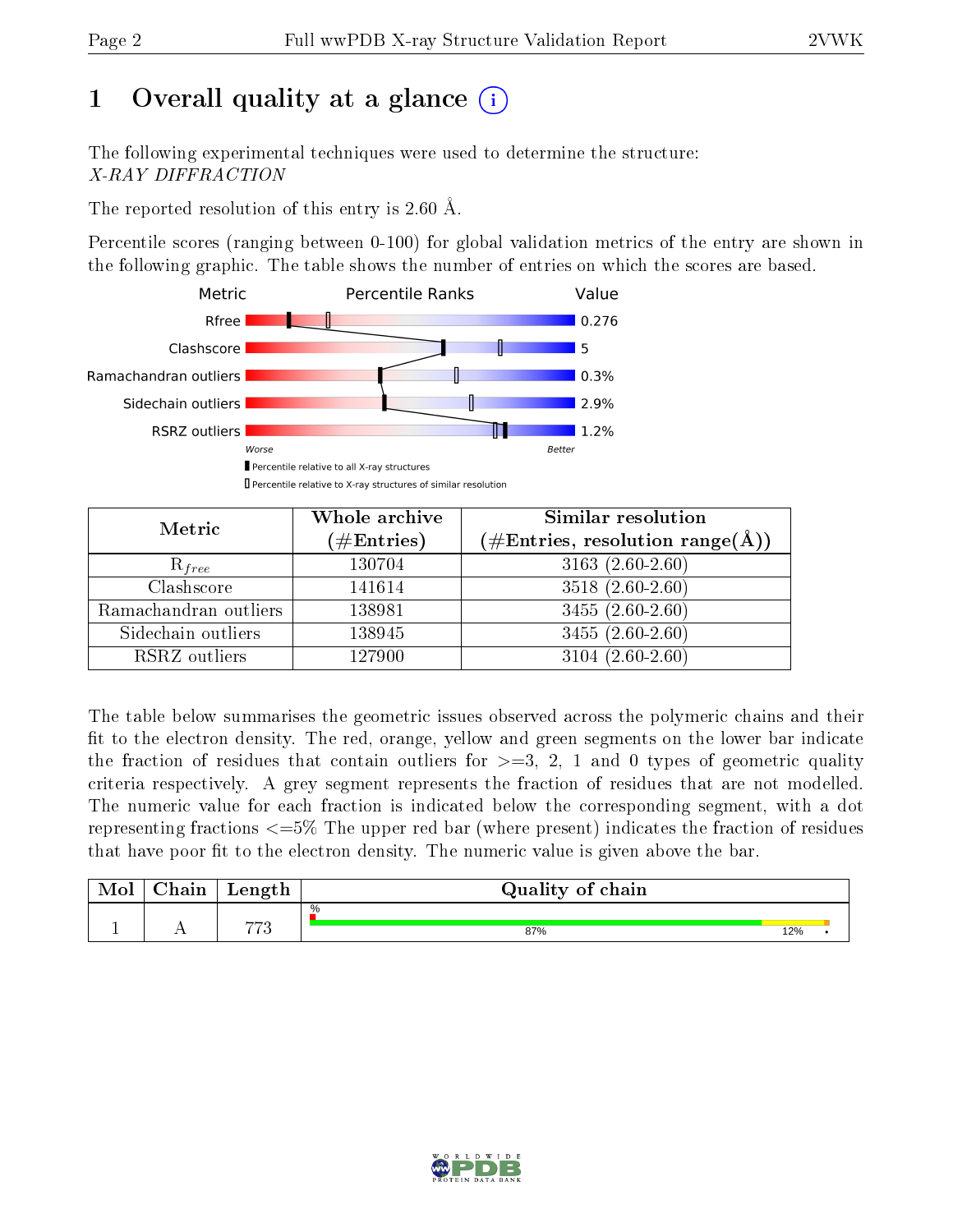# 1 Overall quality at a glance

The following experimental techniques were used to determine the structure:
*X-RAY DIFFRACTION*

The reported resolution of this entry is 2.60 Å.

Percentile scores (ranging between 0-100) for global validation metrics of the entry are shown in the following graphic. The table shows the number of entries on which the scores are based.

| Metric | Value |
|---|---|
| Rfree | 0.276 |
| Clashscore | 5 |
| Ramachandran outliers | 0.3% |
| Sidechain outliers | 2.9% |
| RSRZ outliers | 1.2% |

Worse — Better

Percentile relative to all X-ray structures

Percentile relative to X-ray structures of similar resolution

| Metric | Whole archive (#Entries) | Similar resolution (#Entries, resolution range(Å)) |
|---|---|---|
| $R_{free}$ | 130704 | 3163 (2.60-2.60) |
| Clashscore | 141614 | 3518 (2.60-2.60) |
| Ramachandran outliers | 138981 | 3455 (2.60-2.60) |
| Sidechain outliers | 138945 | 3455 (2.60-2.60) |
| RSRZ outliers | 127900 | 3104 (2.60-2.60) |

The table below summarises the geometric issues observed across the polymeric chains and their fit to the electron density. The red, orange, yellow and green segments on the lower bar indicate the fraction of residues that contain outliers for >=3, 2, 1 and 0 types of geometric quality criteria respectively. A grey segment represents the fraction of residues that are not modelled. The numeric value for each fraction is indicated below the corresponding segment, with a dot representing fractions <=5% The upper red bar (where present) indicates the fraction of residues that have poor fit to the electron density. The numeric value is given above the bar.

| Mol | Chain | Length | Quality of chain |
|---|---|---|---|
| 1 | A | 773 | % ; 87% ; 12% ; • |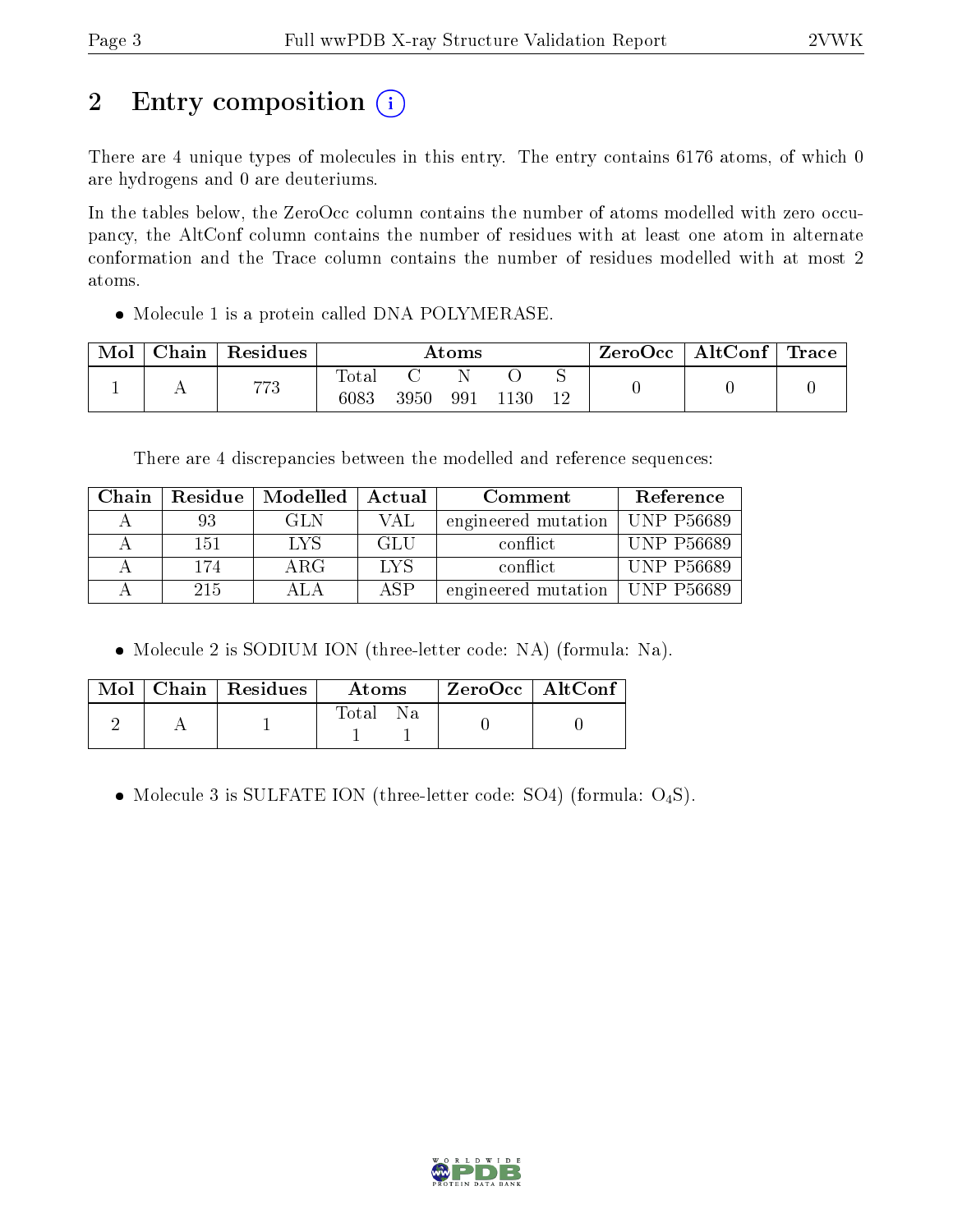# 2 Entry composition (i)

There are 4 unique types of molecules in this entry. The entry contains 6176 atoms, of which 0 are hydrogens and 0 are deuteriums.

In the tables below, the ZeroOcc column contains the number of atoms modelled with zero occupancy, the AltConf column contains the number of residues with at least one atom in alternate conformation and the Trace column contains the number of residues modelled with at most 2 atoms.

- Molecule 1 is a protein called DNA POLYMERASE.

| Mol | Chain | Residues | Atoms | | | | | ZeroOcc | AltConf | Trace |
|---|---|---|---|---|---|---|---|---|---|---|
| 1 | A | 773 | Total | C | N | O | S | 0 | 0 | 0 |
| | | | 6083 | 3950 | 991 | 1130 | 12 | | | |

There are 4 discrepancies between the modelled and reference sequences:

| Chain | Residue | Modelled | Actual | Comment | Reference |
|---|---|---|---|---|---|
| A | 93 | GLN | VAL | engineered mutation | UNP P56689 |
| A | 151 | LYS | GLU | conflict | UNP P56689 |
| A | 174 | ARG | LYS | conflict | UNP P56689 |
| A | 215 | ALA | ASP | engineered mutation | UNP P56689 |

- Molecule 2 is SODIUM ION (three-letter code: NA) (formula: Na).

| Mol | Chain | Residues | Atoms | | ZeroOcc | AltConf |
|---|---|---|---|---|---|---|
| 2 | A | 1 | Total | Na | 0 | 0 |
| | | | 1 | 1 | | |

- Molecule 3 is SULFATE ION (three-letter code: SO4) (formula: $O_4S$).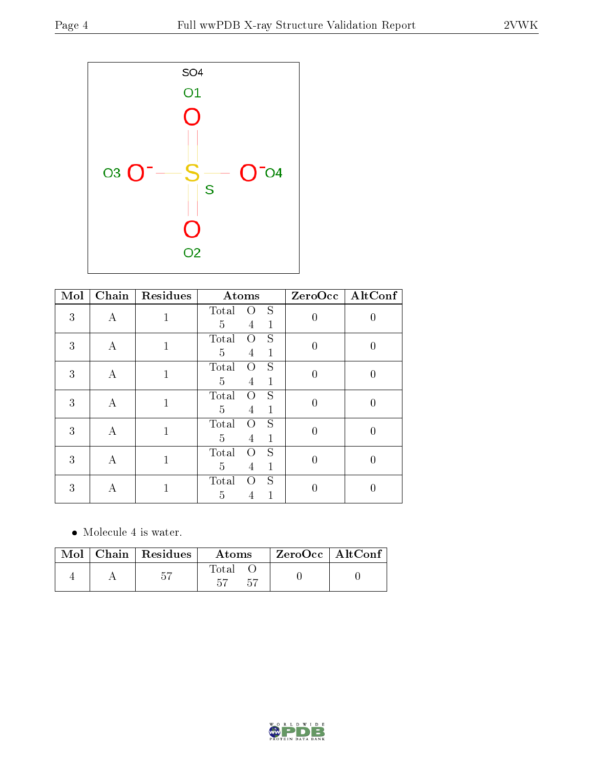| Mol | Chain | Residues | Atoms | | | ZeroOcc | AltConf |
|---|---|---|---|---|---|---|---|
| 3 | A | 1 | Total 5 | O 4 | S 1 | 0 | 0 |
| 3 | A | 1 | Total 5 | O 4 | S 1 | 0 | 0 |
| 3 | A | 1 | Total 5 | O 4 | S 1 | 0 | 0 |
| 3 | A | 1 | Total 5 | O 4 | S 1 | 0 | 0 |
| 3 | A | 1 | Total 5 | O 4 | S 1 | 0 | 0 |
| 3 | A | 1 | Total 5 | O 4 | S 1 | 0 | 0 |
| 3 | A | 1 | Total 5 | O 4 | S 1 | 0 | 0 |

- Molecule 4 is water.

| Mol | Chain | Residues | Atoms | | ZeroOcc | AltConf |
|---|---|---|---|---|---|---|
| 4 | A | 57 | Total 57 | O 57 | 0 | 0 |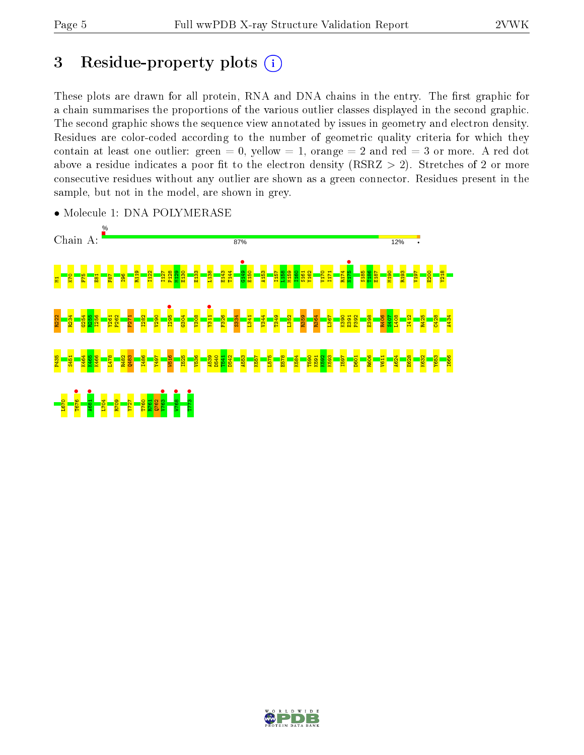# 3 Residue-property plots

These plots are drawn for all protein, RNA and DNA chains in the entry. The first graphic for a chain summarises the proportions of the various outlier classes displayed in the second graphic. The second graphic shows the sequence view annotated by issues in geometry and electron density. Residues are color-coded according to the number of geometric quality criteria for which they contain at least one outlier: green = 0, yellow = 1, orange = 2 and red = 3 or more. A red dot above a residue indicates a poor fit to the electron density (RSRZ > 2). Stretches of 2 or more consecutive residues without any outlier are shown as a green connector. Residues present in the sample, but not in the model, are shown in grey.

- Molecule 1: DNA POLYMERASE

Chain A: % 87% 12% •

M1 K70 F75 E81 F87 I96 R119 I122 I127 P128 H129 E130 E133 L138 E143 T144 G149 E150 A153 I157 I158 M159 H160 S161 Y162 V170 I171 R174 N175 S185 T186 E187 M190 R193 V197 E200 Y218

R222 R234 G254 R255 I256 Y261 P262 P271 I282 V290 I295 G304 V308 Y311 F326 S334 L341 V344 T349 L352 R359 R364 L367 K390 E391 P392 E398 R406 S407 L408 I412 R425 C428 A434

P435 S451 K464 K465 K466 L478 R482 Q483 I486 Y497 W516 I525 V536 A539 D540 T541 D542 A553 K557 L575 E578 K584 T590 K591 K592 K593 I597 D601 R606 V611 A624 E628 K632 Y653 I666

L670 T676 A681 L704 R709 Y727 T760 R761 Q762 V763 W768 T773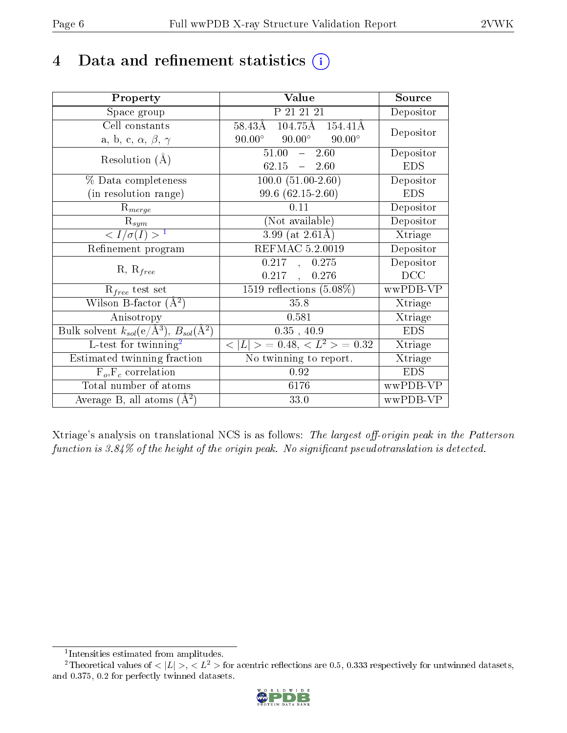# 4 Data and refinement statistics (i)

| Property | Value | Source |
|---|---|---|
| Space group | P 21 21 21 | Depositor |
| Cell constants<br>a, b, c, $\alpha$, $\beta$, $\gamma$ | 58.43Å 104.75Å 154.41Å<br>90.00° 90.00° 90.00° | Depositor |
| Resolution (Å) | 51.00 – 2.60<br>62.15 – 2.60 | Depositor<br>EDS |
| % Data completeness<br>(in resolution range) | 100.0 (51.00-2.60)<br>99.6 (62.15-2.60) | Depositor<br>EDS |
| $R_{merge}$ | 0.11 | Depositor |
| $R_{sym}$ | (Not available) | Depositor |
| $< I/\sigma(I) >$ [1] | 3.99 (at 2.61Å) | Xtriage |
| Refinement program | REFMAC 5.2.0019 | Depositor |
| R, $R_{free}$ | 0.217 , 0.275<br>0.217 , 0.276 | Depositor<br>DCC |
| $R_{free}$ test set | 1519 reflections (5.08%) | wwPDB-VP |
| Wilson B-factor (Å$^2$) | 35.8 | Xtriage |
| Anisotropy | 0.581 | Xtriage |
| Bulk solvent $k_{sol}$(e/Å$^3$), $B_{sol}$(Å$^2$) | 0.35 , 40.9 | EDS |
| L-test for twinning[2] | $< \|L\| >$ = 0.48, $< L^2 >$ = 0.32 | Xtriage |
| Estimated twinning fraction | No twinning to report. | Xtriage |
| $F_o$,$F_c$ correlation | 0.92 | EDS |
| Total number of atoms | 6176 | wwPDB-VP |
| Average B, all atoms (Å$^2$) | 33.0 | wwPDB-VP |

Xtriage's analysis on translational NCS is as follows: *The largest off-origin peak in the Patterson function is 3.84% of the height of the origin peak. No significant pseudotranslation is detected.*

[1] Intensities estimated from amplitudes.

[2] Theoretical values of $< |L| >$, $< L^2 >$ for acentric reflections are 0.5, 0.333 respectively for untwinned datasets, and 0.375, 0.2 for perfectly twinned datasets.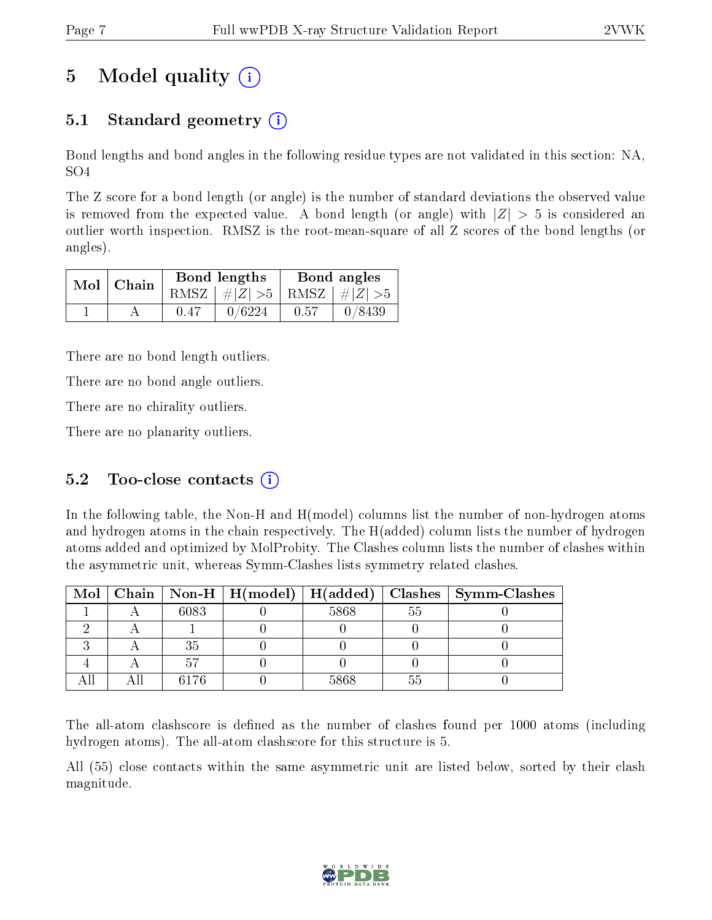# 5 Model quality

## 5.1 Standard geometry

Bond lengths and bond angles in the following residue types are not validated in this section: NA, SO4

The Z score for a bond length (or angle) is the number of standard deviations the observed value is removed from the expected value. A bond length (or angle) with $|Z| > 5$ is considered an outlier worth inspection. RMSZ is the root-mean-square of all Z scores of the bond lengths (or angles).

| Mol | Chain | Bond lengths | | Bond angles | |
|---|---|---|---|---|---|
| | | RMSZ | $\#\|Z\| > 5$ | RMSZ | $\#\|Z\| > 5$ |
| 1 | A | 0.47 | 0/6224 | 0.57 | 0/8439 |

There are no bond length outliers.

There are no bond angle outliers.

There are no chirality outliers.

There are no planarity outliers.

## 5.2 Too-close contacts

In the following table, the Non-H and H(model) columns list the number of non-hydrogen atoms and hydrogen atoms in the chain respectively. The H(added) column lists the number of hydrogen atoms added and optimized by MolProbity. The Clashes column lists the number of clashes within the asymmetric unit, whereas Symm-Clashes lists symmetry related clashes.

| Mol | Chain | Non-H | H(model) | H(added) | Clashes | Symm-Clashes |
|---|---|---|---|---|---|---|
| 1 | A | 6083 | 0 | 5868 | 55 | 0 |
| 2 | A | 1 | 0 | 0 | 0 | 0 |
| 3 | A | 35 | 0 | 0 | 0 | 0 |
| 4 | A | 57 | 0 | 0 | 0 | 0 |
| All | All | 6176 | 0 | 5868 | 55 | 0 |

The all-atom clashscore is defined as the number of clashes found per 1000 atoms (including hydrogen atoms). The all-atom clashscore for this structure is 5.

All (55) close contacts within the same asymmetric unit are listed below, sorted by their clash magnitude.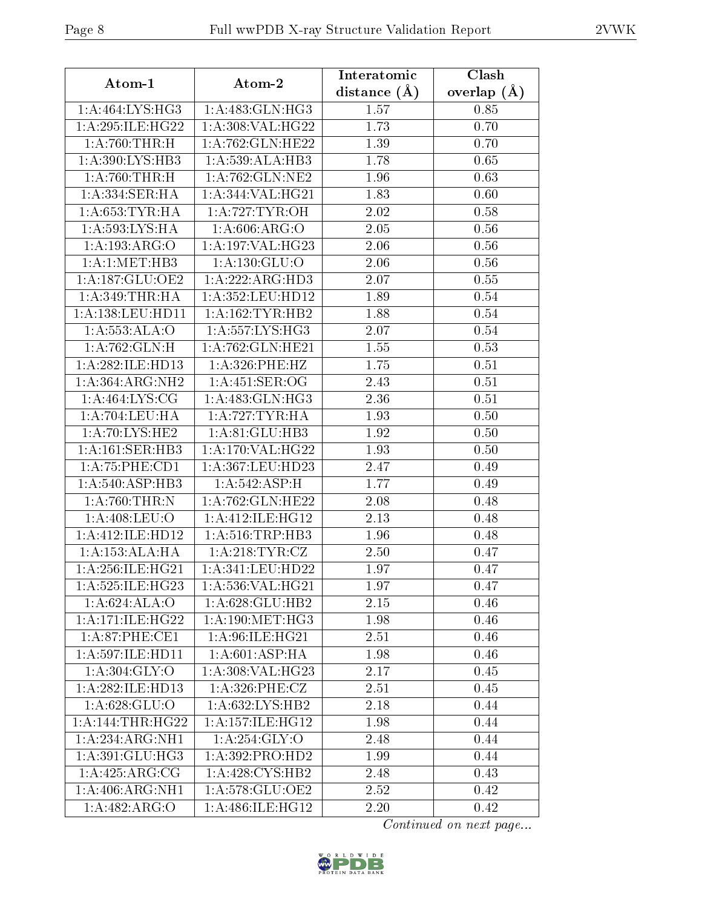| Atom-1 | Atom-2 | Interatomic distance (Å) | Clash overlap (Å) |
| --- | --- | --- | --- |
| 1:A:464:LYS:HG3 | 1:A:483:GLN:HG3 | 1.57 | 0.85 |
| 1:A:295:ILE:HG22 | 1:A:308:VAL:HG22 | 1.73 | 0.70 |
| 1:A:760:THR:H | 1:A:762:GLN:HE22 | 1.39 | 0.70 |
| 1:A:390:LYS:HB3 | 1:A:539:ALA:HB3 | 1.78 | 0.65 |
| 1:A:760:THR:H | 1:A:762:GLN:NE2 | 1.96 | 0.63 |
| 1:A:334:SER:HA | 1:A:344:VAL:HG21 | 1.83 | 0.60 |
| 1:A:653:TYR:HA | 1:A:727:TYR:OH | 2.02 | 0.58 |
| 1:A:593:LYS:HA | 1:A:606:ARG:O | 2.05 | 0.56 |
| 1:A:193:ARG:O | 1:A:197:VAL:HG23 | 2.06 | 0.56 |
| 1:A:1:MET:HB3 | 1:A:130:GLU:O | 2.06 | 0.56 |
| 1:A:187:GLU:OE2 | 1:A:222:ARG:HD3 | 2.07 | 0.55 |
| 1:A:349:THR:HA | 1:A:352:LEU:HD12 | 1.89 | 0.54 |
| 1:A:138:LEU:HD11 | 1:A:162:TYR:HB2 | 1.88 | 0.54 |
| 1:A:553:ALA:O | 1:A:557:LYS:HG3 | 2.07 | 0.54 |
| 1:A:762:GLN:H | 1:A:762:GLN:HE21 | 1.55 | 0.53 |
| 1:A:282:ILE:HD13 | 1:A:326:PHE:HZ | 1.75 | 0.51 |
| 1:A:364:ARG:NH2 | 1:A:451:SER:OG | 2.43 | 0.51 |
| 1:A:464:LYS:CG | 1:A:483:GLN:HG3 | 2.36 | 0.51 |
| 1:A:704:LEU:HA | 1:A:727:TYR:HA | 1.93 | 0.50 |
| 1:A:70:LYS:HE2 | 1:A:81:GLU:HB3 | 1.92 | 0.50 |
| 1:A:161:SER:HB3 | 1:A:170:VAL:HG22 | 1.93 | 0.50 |
| 1:A:75:PHE:CD1 | 1:A:367:LEU:HD23 | 2.47 | 0.49 |
| 1:A:540:ASP:HB3 | 1:A:542:ASP:H | 1.77 | 0.49 |
| 1:A:760:THR:N | 1:A:762:GLN:HE22 | 2.08 | 0.48 |
| 1:A:408:LEU:O | 1:A:412:ILE:HG12 | 2.13 | 0.48 |
| 1:A:412:ILE:HD12 | 1:A:516:TRP:HB3 | 1.96 | 0.48 |
| 1:A:153:ALA:HA | 1:A:218:TYR:CZ | 2.50 | 0.47 |
| 1:A:256:ILE:HG21 | 1:A:341:LEU:HD22 | 1.97 | 0.47 |
| 1:A:525:ILE:HG23 | 1:A:536:VAL:HG21 | 1.97 | 0.47 |
| 1:A:624:ALA:O | 1:A:628:GLU:HB2 | 2.15 | 0.46 |
| 1:A:171:ILE:HG22 | 1:A:190:MET:HG3 | 1.98 | 0.46 |
| 1:A:87:PHE:CE1 | 1:A:96:ILE:HG21 | 2.51 | 0.46 |
| 1:A:597:ILE:HD11 | 1:A:601:ASP:HA | 1.98 | 0.46 |
| 1:A:304:GLY:O | 1:A:308:VAL:HG23 | 2.17 | 0.45 |
| 1:A:282:ILE:HD13 | 1:A:326:PHE:CZ | 2.51 | 0.45 |
| 1:A:628:GLU:O | 1:A:632:LYS:HB2 | 2.18 | 0.44 |
| 1:A:144:THR:HG22 | 1:A:157:ILE:HG12 | 1.98 | 0.44 |
| 1:A:234:ARG:NH1 | 1:A:254:GLY:O | 2.48 | 0.44 |
| 1:A:391:GLU:HG3 | 1:A:392:PRO:HD2 | 1.99 | 0.44 |
| 1:A:425:ARG:CG | 1:A:428:CYS:HB2 | 2.48 | 0.43 |
| 1:A:406:ARG:NH1 | 1:A:578:GLU:OE2 | 2.52 | 0.42 |
| 1:A:482:ARG:O | 1:A:486:ILE:HG12 | 2.20 | 0.42 |

*Continued on next page...*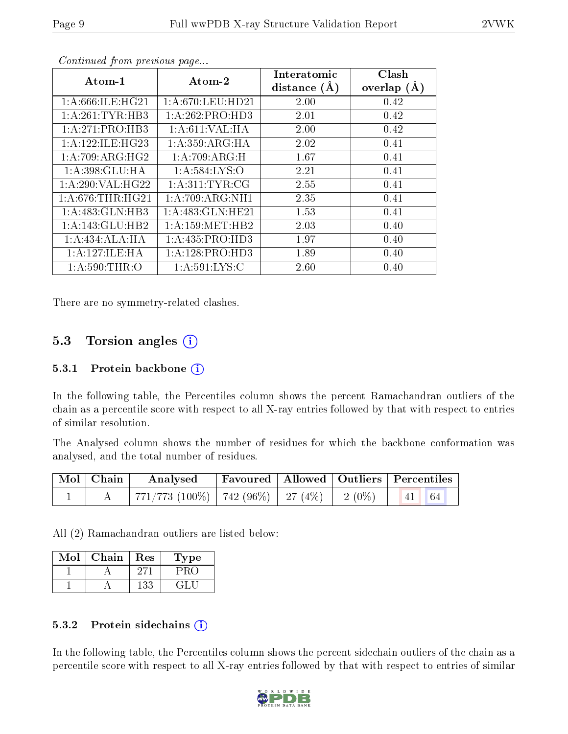*Continued from previous page...*

| Atom-1 | Atom-2 | Interatomic distance (Å) | Clash overlap (Å) |
|---|---|---|---|
| 1:A:666:ILE:HG21 | 1:A:670:LEU:HD21 | 2.00 | 0.42 |
| 1:A:261:TYR:HB3 | 1:A:262:PRO:HD3 | 2.01 | 0.42 |
| 1:A:271:PRO:HB3 | 1:A:611:VAL:HA | 2.00 | 0.42 |
| 1:A:122:ILE:HG23 | 1:A:359:ARG:HA | 2.02 | 0.41 |
| 1:A:709:ARG:HG2 | 1:A:709:ARG:H | 1.67 | 0.41 |
| 1:A:398:GLU:HA | 1:A:584:LYS:O | 2.21 | 0.41 |
| 1:A:290:VAL:HG22 | 1:A:311:TYR:CG | 2.55 | 0.41 |
| 1:A:676:THR:HG21 | 1:A:709:ARG:NH1 | 2.35 | 0.41 |
| 1:A:483:GLN:HB3 | 1:A:483:GLN:HE21 | 1.53 | 0.41 |
| 1:A:143:GLU:HB2 | 1:A:159:MET:HB2 | 2.03 | 0.40 |
| 1:A:434:ALA:HA | 1:A:435:PRO:HD3 | 1.97 | 0.40 |
| 1:A:127:ILE:HA | 1:A:128:PRO:HD3 | 1.89 | 0.40 |
| 1:A:590:THR:O | 1:A:591:LYS:C | 2.60 | 0.40 |

There are no symmetry-related clashes.

## 5.3 Torsion angles

### 5.3.1 Protein backbone

In the following table, the Percentiles column shows the percent Ramachandran outliers of the chain as a percentile score with respect to all X-ray entries followed by that with respect to entries of similar resolution.

The Analysed column shows the number of residues for which the backbone conformation was analysed, and the total number of residues.

| Mol | Chain | Analysed | Favoured | Allowed | Outliers | Percentiles |
|---|---|---|---|---|---|---|
| 1 | A | 771/773 (100%) | 742 (96%) | 27 (4%) | 2 (0%) | 41 64 |

All (2) Ramachandran outliers are listed below:

| Mol | Chain | Res | Type |
|---|---|---|---|
| 1 | A | 271 | PRO |
| 1 | A | 133 | GLU |

### 5.3.2 Protein sidechains

In the following table, the Percentiles column shows the percent sidechain outliers of the chain as a percentile score with respect to all X-ray entries followed by that with respect to entries of similar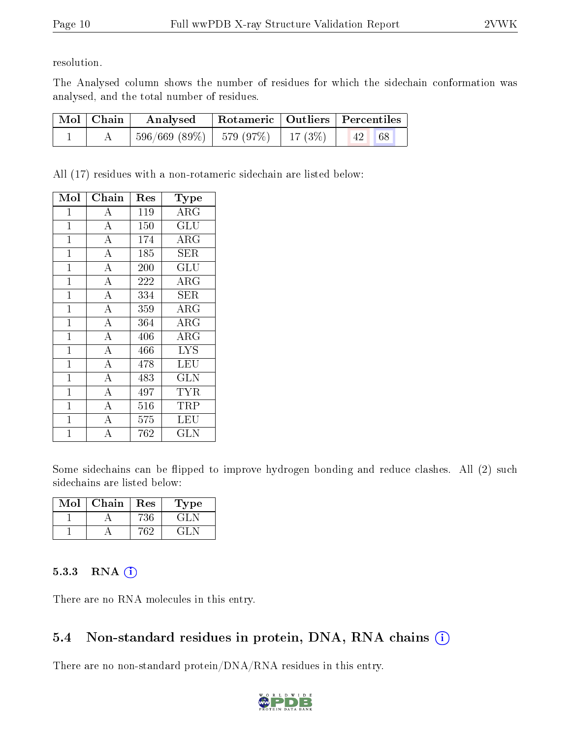resolution.

The Analysed column shows the number of residues for which the sidechain conformation was analysed, and the total number of residues.

| Mol | Chain | Analysed | Rotameric | Outliers | Percentiles | |
|---|---|---|---|---|---|---|
| 1 | A | 596/669 (89%) | 579 (97%) | 17 (3%) | 42 | 68 |

All (17) residues with a non-rotameric sidechain are listed below:

| Mol | Chain | Res | Type |
|---|---|---|---|
| 1 | A | 119 | ARG |
| 1 | A | 150 | GLU |
| 1 | A | 174 | ARG |
| 1 | A | 185 | SER |
| 1 | A | 200 | GLU |
| 1 | A | 222 | ARG |
| 1 | A | 334 | SER |
| 1 | A | 359 | ARG |
| 1 | A | 364 | ARG |
| 1 | A | 406 | ARG |
| 1 | A | 466 | LYS |
| 1 | A | 478 | LEU |
| 1 | A | 483 | GLN |
| 1 | A | 497 | TYR |
| 1 | A | 516 | TRP |
| 1 | A | 575 | LEU |
| 1 | A | 762 | GLN |

Some sidechains can be flipped to improve hydrogen bonding and reduce clashes. All (2) such sidechains are listed below:

| Mol | Chain | Res | Type |
|---|---|---|---|
| 1 | A | 736 | GLN |
| 1 | A | 762 | GLN |

### 5.3.3 RNA

There are no RNA molecules in this entry.

## 5.4 Non-standard residues in protein, DNA, RNA chains

There are no non-standard protein/DNA/RNA residues in this entry.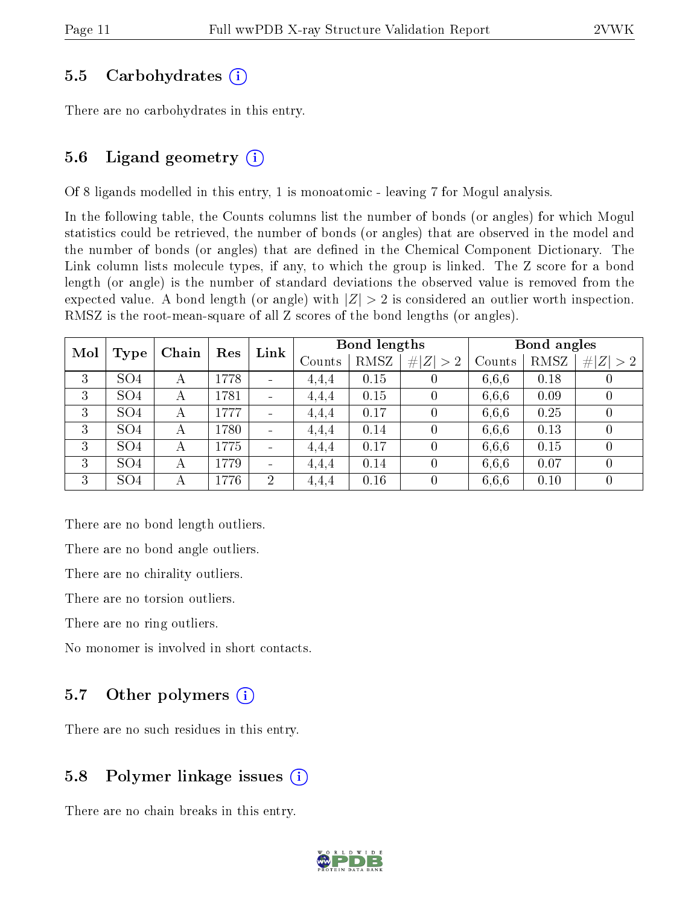### 5.5 Carbohydrates (i)

There are no carbohydrates in this entry.

### 5.6 Ligand geometry (i)

Of 8 ligands modelled in this entry, 1 is monoatomic - leaving 7 for Mogul analysis.

In the following table, the Counts columns list the number of bonds (or angles) for which Mogul statistics could be retrieved, the number of bonds (or angles) that are observed in the model and the number of bonds (or angles) that are defined in the Chemical Component Dictionary. The Link column lists molecule types, if any, to which the group is linked. The Z score for a bond length (or angle) is the number of standard deviations the observed value is removed from the expected value. A bond length (or angle) with $|Z| > 2$ is considered an outlier worth inspection. RMSZ is the root-mean-square of all Z scores of the bond lengths (or angles).

| Mol | Type | Chain | Res | Link | Bond lengths | | | Bond angles | | |
|---|---|---|---|---|---|---|---|---|---|---|
| | | | | | Counts | RMSZ | $\#\|Z\| > 2$ | Counts | RMSZ | $\#\|Z\| > 2$ |
| 3 | SO4 | A | 1778 | - | 4,4,4 | 0.15 | 0 | 6,6,6 | 0.18 | 0 |
| 3 | SO4 | A | 1781 | - | 4,4,4 | 0.15 | 0 | 6,6,6 | 0.09 | 0 |
| 3 | SO4 | A | 1777 | - | 4,4,4 | 0.17 | 0 | 6,6,6 | 0.25 | 0 |
| 3 | SO4 | A | 1780 | - | 4,4,4 | 0.14 | 0 | 6,6,6 | 0.13 | 0 |
| 3 | SO4 | A | 1775 | - | 4,4,4 | 0.17 | 0 | 6,6,6 | 0.15 | 0 |
| 3 | SO4 | A | 1779 | - | 4,4,4 | 0.14 | 0 | 6,6,6 | 0.07 | 0 |
| 3 | SO4 | A | 1776 | 2 | 4,4,4 | 0.16 | 0 | 6,6,6 | 0.10 | 0 |

There are no bond length outliers.

There are no bond angle outliers.

There are no chirality outliers.

There are no torsion outliers.

There are no ring outliers.

No monomer is involved in short contacts.

### 5.7 Other polymers (i)

There are no such residues in this entry.

### 5.8 Polymer linkage issues (i)

There are no chain breaks in this entry.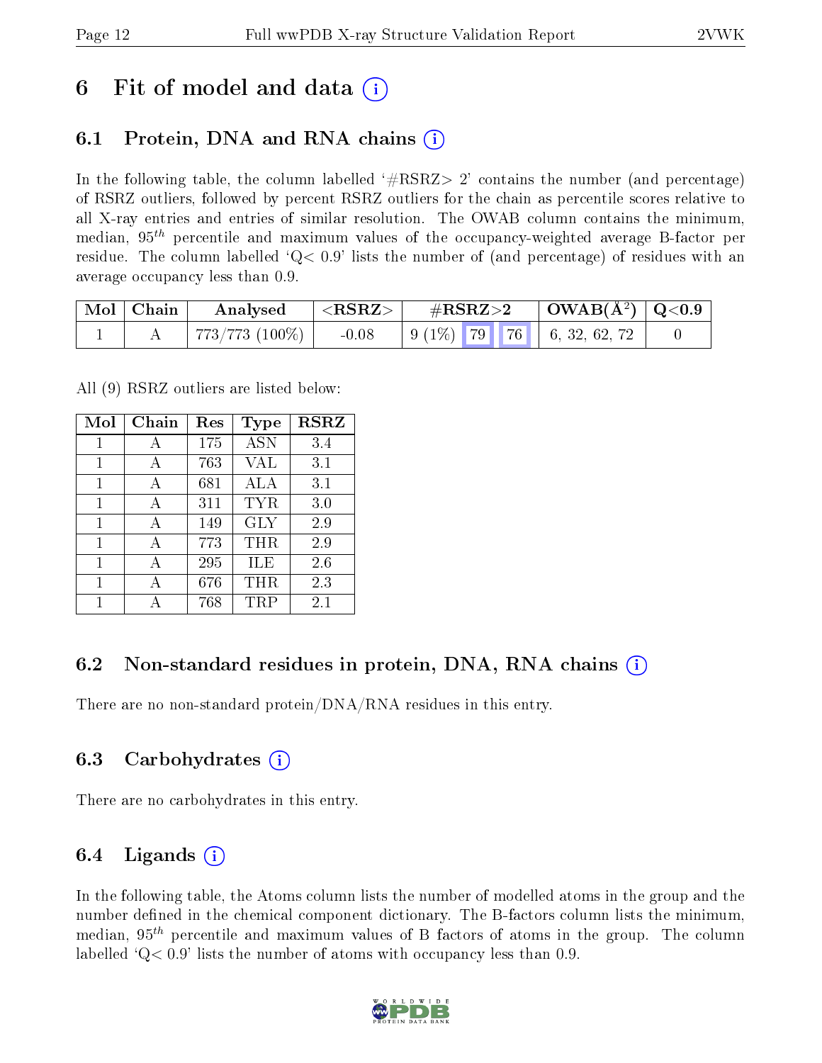# 6 Fit of model and data (i)

## 6.1 Protein, DNA and RNA chains (i)

In the following table, the column labelled '#RSRZ> 2' contains the number (and percentage) of RSRZ outliers, followed by percent RSRZ outliers for the chain as percentile scores relative to all X-ray entries and entries of similar resolution. The OWAB column contains the minimum, median, $95^{th}$ percentile and maximum values of the occupancy-weighted average B-factor per residue. The column labelled 'Q< 0.9' lists the number of (and percentage) of residues with an average occupancy less than 0.9.

| Mol | Chain | Analysed | <RSRZ> | #RSRZ>2 | | | OWAB(Å$^2$) | Q<0.9 |
|---|---|---|---|---|---|---|---|---|
| 1 | A | 773/773 (100%) | -0.08 | 9 (1%) | 79 | 76 | 6, 32, 62, 72 | 0 |

All (9) RSRZ outliers are listed below:

| Mol | Chain | Res | Type | RSRZ |
|---|---|---|---|---|
| 1 | A | 175 | ASN | 3.4 |
| 1 | A | 763 | VAL | 3.1 |
| 1 | A | 681 | ALA | 3.1 |
| 1 | A | 311 | TYR | 3.0 |
| 1 | A | 149 | GLY | 2.9 |
| 1 | A | 773 | THR | 2.9 |
| 1 | A | 295 | ILE | 2.6 |
| 1 | A | 676 | THR | 2.3 |
| 1 | A | 768 | TRP | 2.1 |

## 6.2 Non-standard residues in protein, DNA, RNA chains (i)

There are no non-standard protein/DNA/RNA residues in this entry.

## 6.3 Carbohydrates (i)

There are no carbohydrates in this entry.

## 6.4 Ligands (i)

In the following table, the Atoms column lists the number of modelled atoms in the group and the number defined in the chemical component dictionary. The B-factors column lists the minimum, median, $95^{th}$ percentile and maximum values of B factors of atoms in the group. The column labelled 'Q< 0.9' lists the number of atoms with occupancy less than 0.9.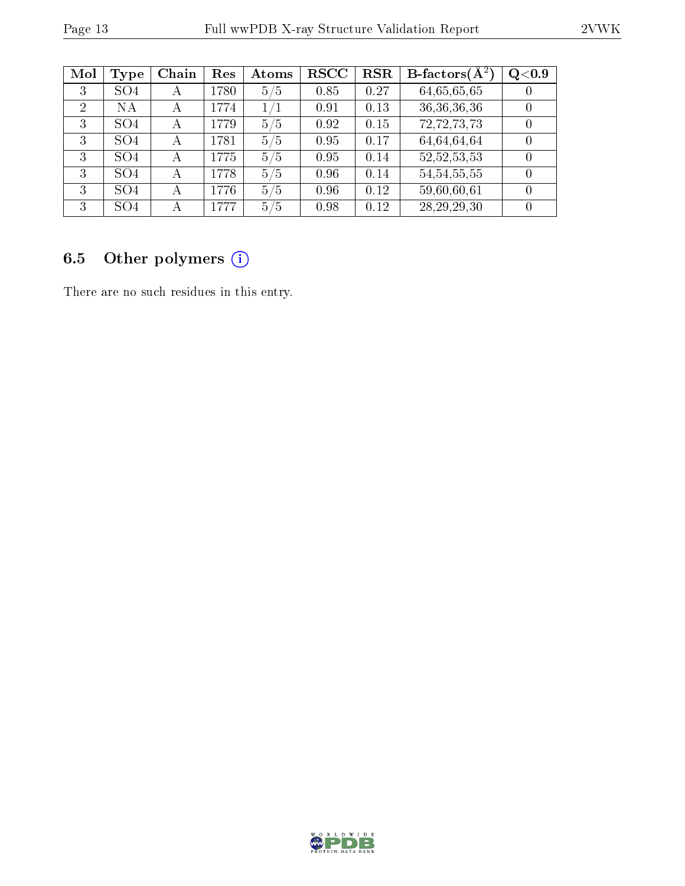| Mol | Type | Chain | Res | Atoms | RSCC | RSR | B-factors($Å^2$) | Q<0.9 |
|---|---|---|---|---|---|---|---|---|
| 3 | SO4 | A | 1780 | 5/5 | 0.85 | 0.27 | 64,65,65,65 | 0 |
| 2 | NA | A | 1774 | 1/1 | 0.91 | 0.13 | 36,36,36,36 | 0 |
| 3 | SO4 | A | 1779 | 5/5 | 0.92 | 0.15 | 72,72,73,73 | 0 |
| 3 | SO4 | A | 1781 | 5/5 | 0.95 | 0.17 | 64,64,64,64 | 0 |
| 3 | SO4 | A | 1775 | 5/5 | 0.95 | 0.14 | 52,52,53,53 | 0 |
| 3 | SO4 | A | 1778 | 5/5 | 0.96 | 0.14 | 54,54,55,55 | 0 |
| 3 | SO4 | A | 1776 | 5/5 | 0.96 | 0.12 | 59,60,60,61 | 0 |
| 3 | SO4 | A | 1777 | 5/5 | 0.98 | 0.12 | 28,29,29,30 | 0 |

### 6.5 Other polymers (i)

There are no such residues in this entry.